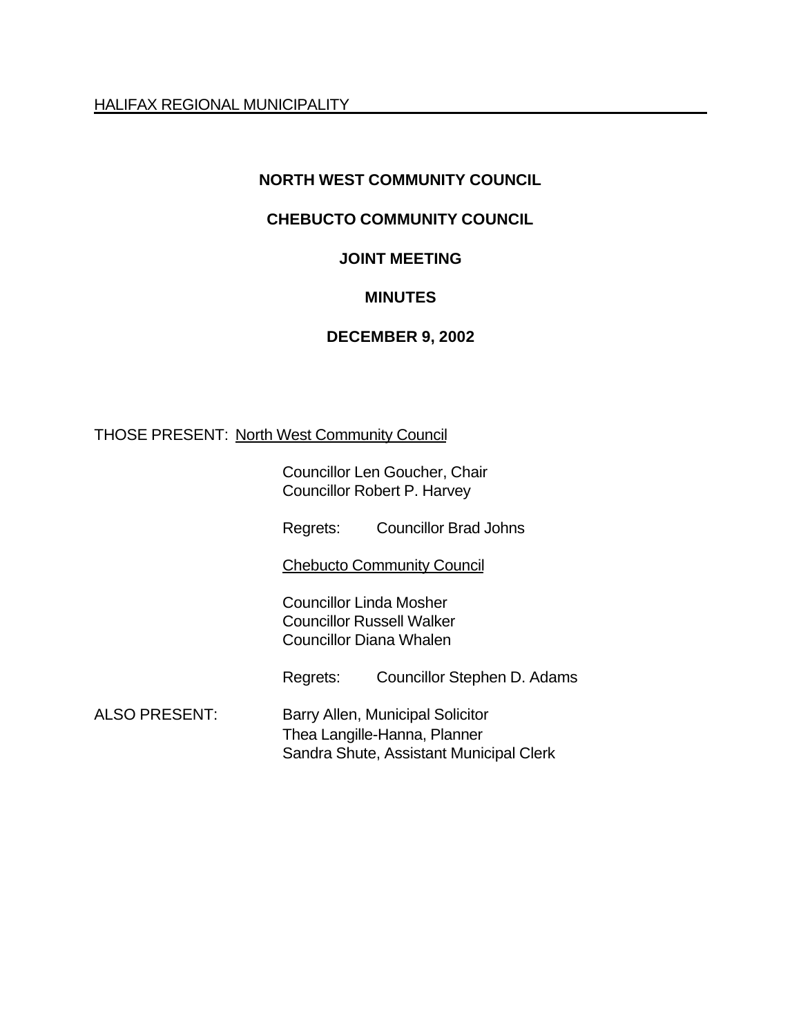HALIFAX REGIONAL MUNICIPALITY

# NORTH WEST COMMUNITY COUNCIL

# CHEBUCTO COMMUNITY COUNCIL

## JOINT MEETING

## MINUTES

## DECEMBER 9, 2002

THOSE PRESENT: North West Community Council

Councillor Len Goucher, Chair
Councillor Robert P. Harvey

Regrets: Councillor Brad Johns

Chebucto Community Council

Councillor Linda Mosher
Councillor Russell Walker
Councillor Diana Whalen

Regrets: Councillor Stephen D. Adams

ALSO PRESENT: Barry Allen, Municipal Solicitor
Thea Langille-Hanna, Planner
Sandra Shute, Assistant Municipal Clerk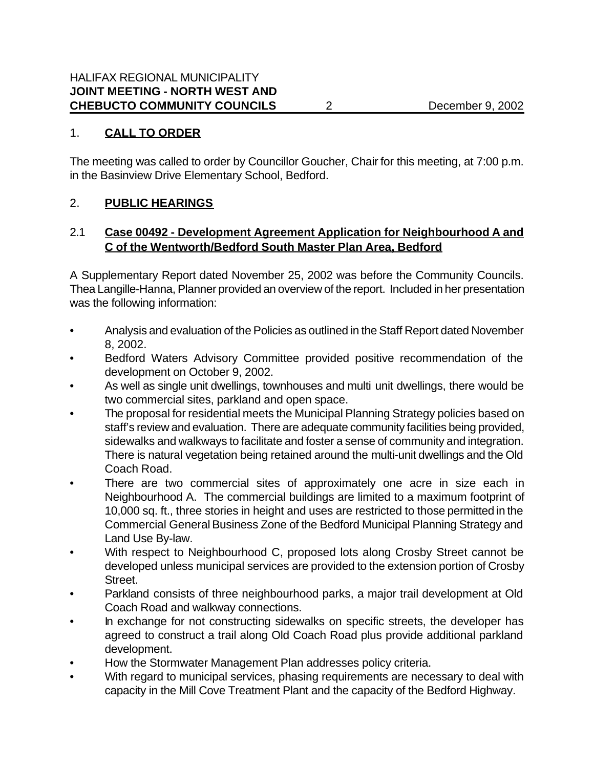## 1. CALL TO ORDER

The meeting was called to order by Councillor Goucher, Chair for this meeting, at 7:00 p.m. in the Basinview Drive Elementary School, Bedford.

## 2. PUBLIC HEARINGS

### 2.1 Case 00492 - Development Agreement Application for Neighbourhood A and C of the Wentworth/Bedford South Master Plan Area, Bedford

A Supplementary Report dated November 25, 2002 was before the Community Councils. Thea Langille-Hanna, Planner provided an overview of the report. Included in her presentation was the following information:

- Analysis and evaluation of the Policies as outlined in the Staff Report dated November 8, 2002.
- Bedford Waters Advisory Committee provided positive recommendation of the development on October 9, 2002.
- As well as single unit dwellings, townhouses and multi unit dwellings, there would be two commercial sites, parkland and open space.
- The proposal for residential meets the Municipal Planning Strategy policies based on staff's review and evaluation. There are adequate community facilities being provided, sidewalks and walkways to facilitate and foster a sense of community and integration. There is natural vegetation being retained around the multi-unit dwellings and the Old Coach Road.
- There are two commercial sites of approximately one acre in size each in Neighbourhood A. The commercial buildings are limited to a maximum footprint of 10,000 sq. ft., three stories in height and uses are restricted to those permitted in the Commercial General Business Zone of the Bedford Municipal Planning Strategy and Land Use By-law.
- With respect to Neighbourhood C, proposed lots along Crosby Street cannot be developed unless municipal services are provided to the extension portion of Crosby Street.
- Parkland consists of three neighbourhood parks, a major trail development at Old Coach Road and walkway connections.
- In exchange for not constructing sidewalks on specific streets, the developer has agreed to construct a trail along Old Coach Road plus provide additional parkland development.
- How the Stormwater Management Plan addresses policy criteria.
- With regard to municipal services, phasing requirements are necessary to deal with capacity in the Mill Cove Treatment Plant and the capacity of the Bedford Highway.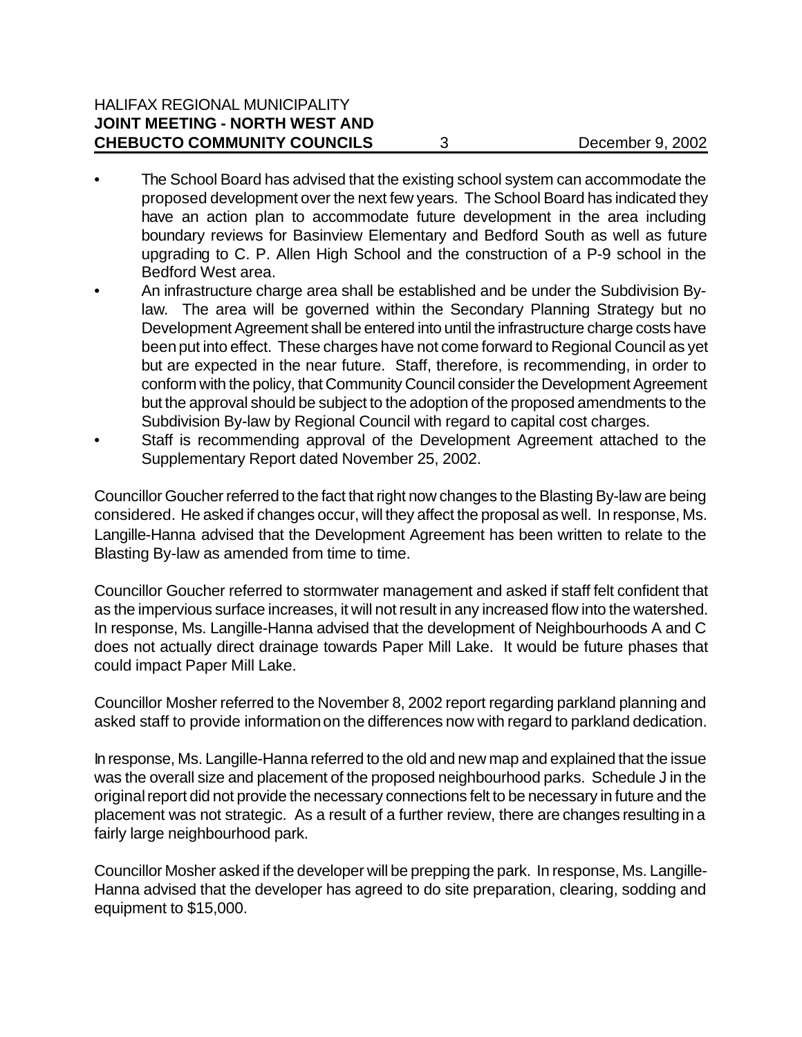- The School Board has advised that the existing school system can accommodate the proposed development over the next few years. The School Board has indicated they have an action plan to accommodate future development in the area including boundary reviews for Basinview Elementary and Bedford South as well as future upgrading to C. P. Allen High School and the construction of a P-9 school in the Bedford West area.
- An infrastructure charge area shall be established and be under the Subdivision By-law. The area will be governed within the Secondary Planning Strategy but no Development Agreement shall be entered into until the infrastructure charge costs have been put into effect. These charges have not come forward to Regional Council as yet but are expected in the near future. Staff, therefore, is recommending, in order to conform with the policy, that Community Council consider the Development Agreement but the approval should be subject to the adoption of the proposed amendments to the Subdivision By-law by Regional Council with regard to capital cost charges.
- Staff is recommending approval of the Development Agreement attached to the Supplementary Report dated November 25, 2002.

Councillor Goucher referred to the fact that right now changes to the Blasting By-law are being considered. He asked if changes occur, will they affect the proposal as well. In response, Ms. Langille-Hanna advised that the Development Agreement has been written to relate to the Blasting By-law as amended from time to time.

Councillor Goucher referred to stormwater management and asked if staff felt confident that as the impervious surface increases, it will not result in any increased flow into the watershed. In response, Ms. Langille-Hanna advised that the development of Neighbourhoods A and C does not actually direct drainage towards Paper Mill Lake. It would be future phases that could impact Paper Mill Lake.

Councillor Mosher referred to the November 8, 2002 report regarding parkland planning and asked staff to provide information on the differences now with regard to parkland dedication.

In response, Ms. Langille-Hanna referred to the old and new map and explained that the issue was the overall size and placement of the proposed neighbourhood parks. Schedule J in the original report did not provide the necessary connections felt to be necessary in future and the placement was not strategic. As a result of a further review, there are changes resulting in a fairly large neighbourhood park.

Councillor Mosher asked if the developer will be prepping the park. In response, Ms. Langille-Hanna advised that the developer has agreed to do site preparation, clearing, sodding and equipment to $15,000.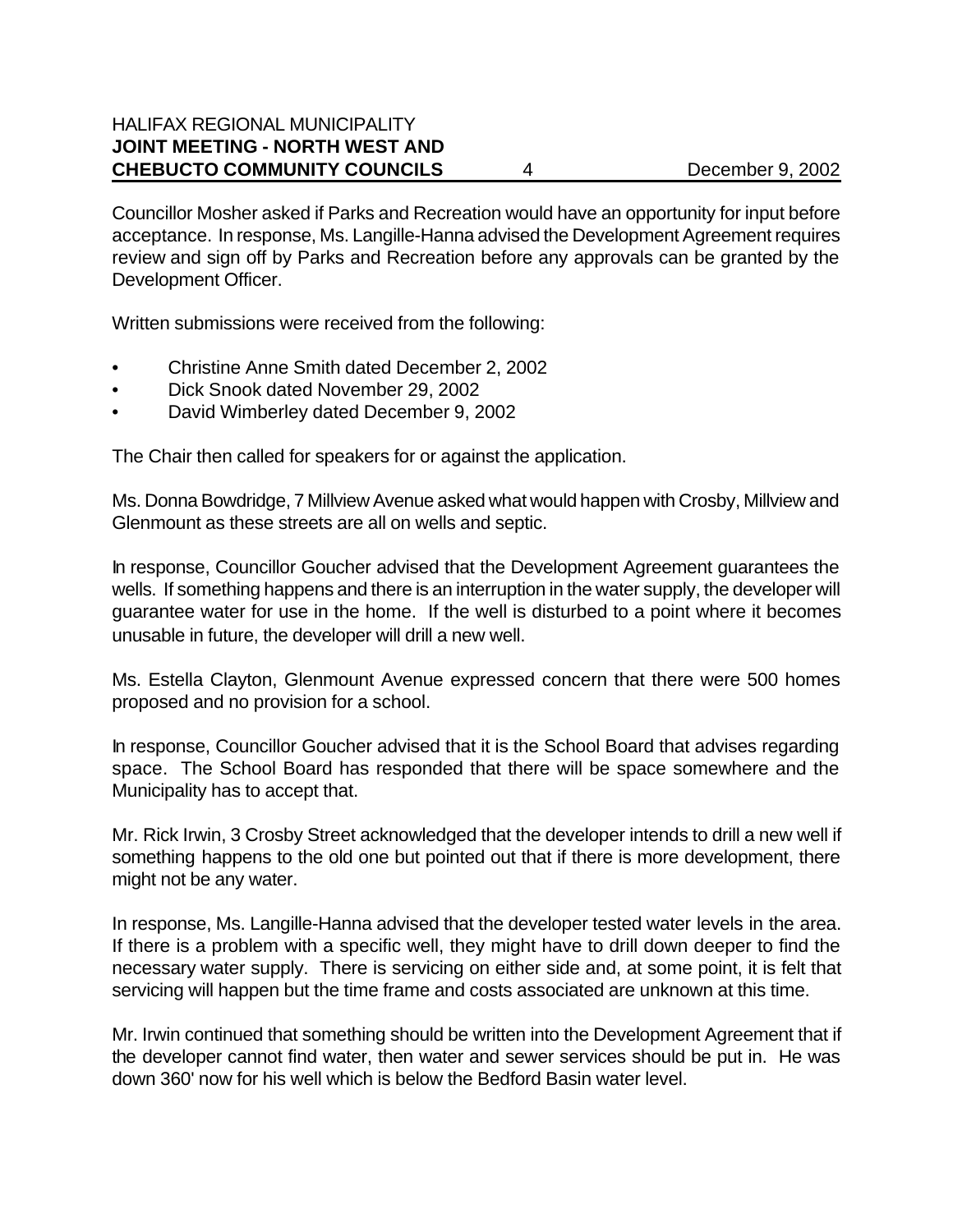Councillor Mosher asked if Parks and Recreation would have an opportunity for input before acceptance. In response, Ms. Langille-Hanna advised the Development Agreement requires review and sign off by Parks and Recreation before any approvals can be granted by the Development Officer.

Written submissions were received from the following:

- Christine Anne Smith dated December 2, 2002
- Dick Snook dated November 29, 2002
- David Wimberley dated December 9, 2002

The Chair then called for speakers for or against the application.

Ms. Donna Bowdridge, 7 Millview Avenue asked what would happen with Crosby, Millview and Glenmount as these streets are all on wells and septic.

In response, Councillor Goucher advised that the Development Agreement guarantees the wells. If something happens and there is an interruption in the water supply, the developer will guarantee water for use in the home. If the well is disturbed to a point where it becomes unusable in future, the developer will drill a new well.

Ms. Estella Clayton, Glenmount Avenue expressed concern that there were 500 homes proposed and no provision for a school.

In response, Councillor Goucher advised that it is the School Board that advises regarding space. The School Board has responded that there will be space somewhere and the Municipality has to accept that.

Mr. Rick Irwin, 3 Crosby Street acknowledged that the developer intends to drill a new well if something happens to the old one but pointed out that if there is more development, there might not be any water.

In response, Ms. Langille-Hanna advised that the developer tested water levels in the area. If there is a problem with a specific well, they might have to drill down deeper to find the necessary water supply. There is servicing on either side and, at some point, it is felt that servicing will happen but the time frame and costs associated are unknown at this time.

Mr. Irwin continued that something should be written into the Development Agreement that if the developer cannot find water, then water and sewer services should be put in. He was down 360' now for his well which is below the Bedford Basin water level.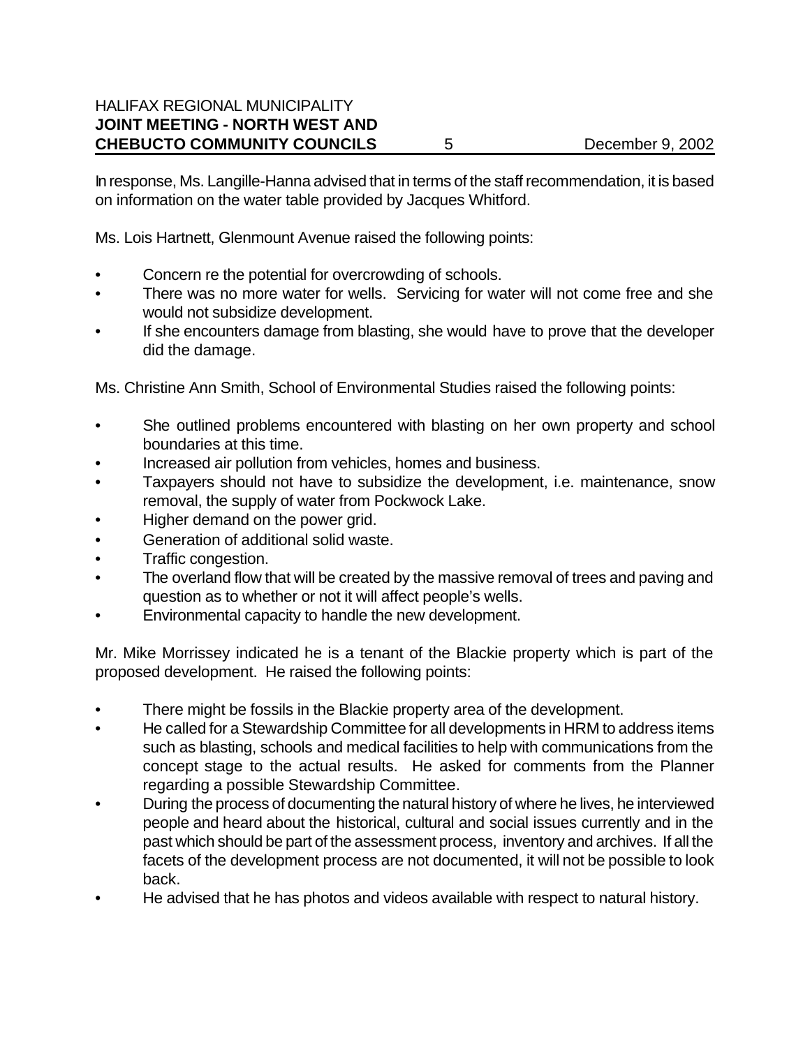In response, Ms. Langille-Hanna advised that in terms of the staff recommendation, it is based on information on the water table provided by Jacques Whitford.

Ms. Lois Hartnett, Glenmount Avenue raised the following points:

- Concern re the potential for overcrowding of schools.
- There was no more water for wells. Servicing for water will not come free and she would not subsidize development.
- If she encounters damage from blasting, she would have to prove that the developer did the damage.

Ms. Christine Ann Smith, School of Environmental Studies raised the following points:

- She outlined problems encountered with blasting on her own property and school boundaries at this time.
- Increased air pollution from vehicles, homes and business.
- Taxpayers should not have to subsidize the development, i.e. maintenance, snow removal, the supply of water from Pockwock Lake.
- Higher demand on the power grid.
- Generation of additional solid waste.
- Traffic congestion.
- The overland flow that will be created by the massive removal of trees and paving and question as to whether or not it will affect people's wells.
- Environmental capacity to handle the new development.

Mr. Mike Morrissey indicated he is a tenant of the Blackie property which is part of the proposed development. He raised the following points:

- There might be fossils in the Blackie property area of the development.
- He called for a Stewardship Committee for all developments in HRM to address items such as blasting, schools and medical facilities to help with communications from the concept stage to the actual results. He asked for comments from the Planner regarding a possible Stewardship Committee.
- During the process of documenting the natural history of where he lives, he interviewed people and heard about the historical, cultural and social issues currently and in the past which should be part of the assessment process, inventory and archives. If all the facets of the development process are not documented, it will not be possible to look back.
- He advised that he has photos and videos available with respect to natural history.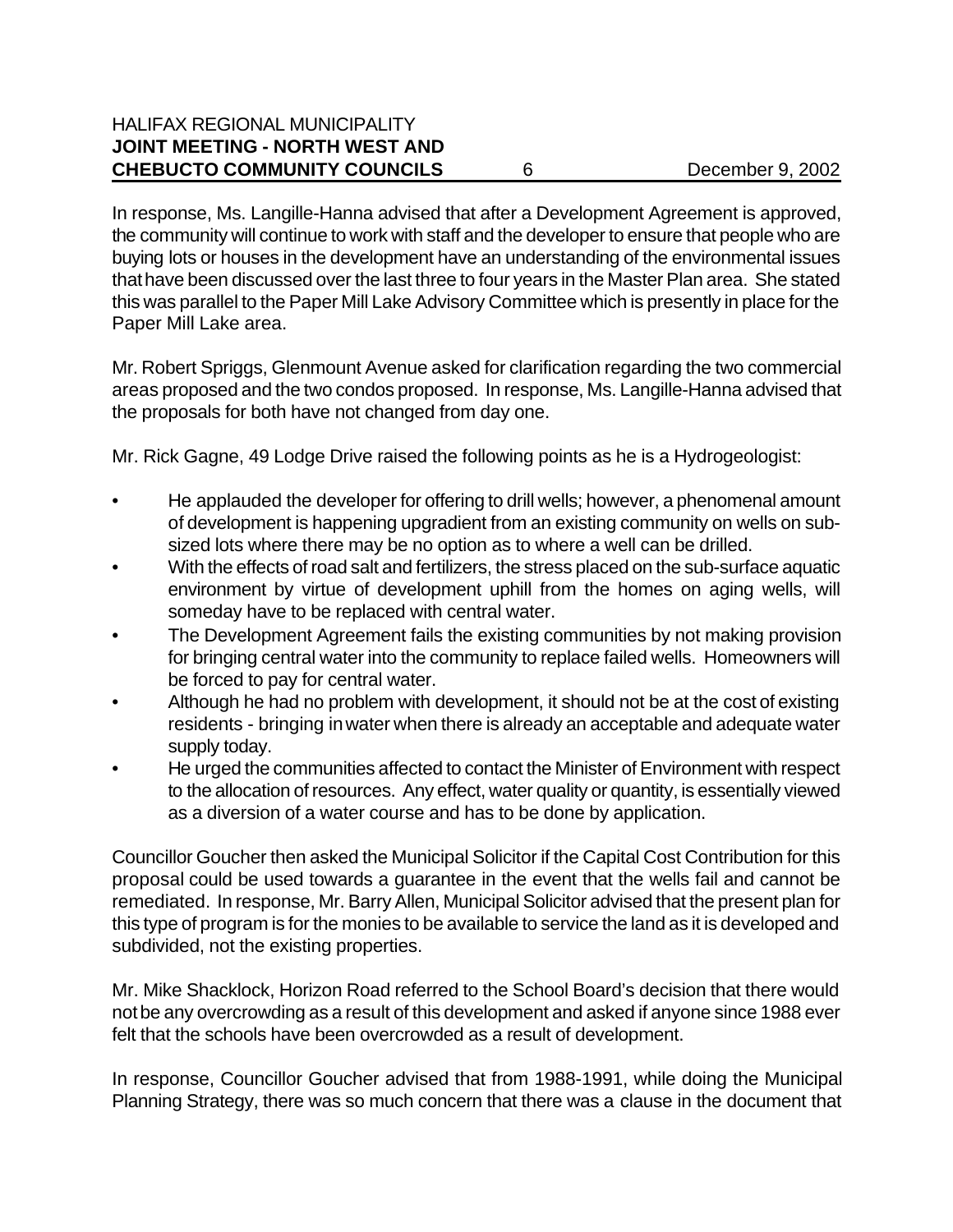In response, Ms. Langille-Hanna advised that after a Development Agreement is approved, the community will continue to work with staff and the developer to ensure that people who are buying lots or houses in the development have an understanding of the environmental issues that have been discussed over the last three to four years in the Master Plan area. She stated this was parallel to the Paper Mill Lake Advisory Committee which is presently in place for the Paper Mill Lake area.

Mr. Robert Spriggs, Glenmount Avenue asked for clarification regarding the two commercial areas proposed and the two condos proposed. In response, Ms. Langille-Hanna advised that the proposals for both have not changed from day one.

Mr. Rick Gagne, 49 Lodge Drive raised the following points as he is a Hydrogeologist:

- He applauded the developer for offering to drill wells; however, a phenomenal amount of development is happening upgradient from an existing community on wells on sub-sized lots where there may be no option as to where a well can be drilled.
- With the effects of road salt and fertilizers, the stress placed on the sub-surface aquatic environment by virtue of development uphill from the homes on aging wells, will someday have to be replaced with central water.
- The Development Agreement fails the existing communities by not making provision for bringing central water into the community to replace failed wells. Homeowners will be forced to pay for central water.
- Although he had no problem with development, it should not be at the cost of existing residents - bringing in water when there is already an acceptable and adequate water supply today.
- He urged the communities affected to contact the Minister of Environment with respect to the allocation of resources. Any effect, water quality or quantity, is essentially viewed as a diversion of a water course and has to be done by application.

Councillor Goucher then asked the Municipal Solicitor if the Capital Cost Contribution for this proposal could be used towards a guarantee in the event that the wells fail and cannot be remediated. In response, Mr. Barry Allen, Municipal Solicitor advised that the present plan for this type of program is for the monies to be available to service the land as it is developed and subdivided, not the existing properties.

Mr. Mike Shacklock, Horizon Road referred to the School Board's decision that there would not be any overcrowding as a result of this development and asked if anyone since 1988 ever felt that the schools have been overcrowded as a result of development.

In response, Councillor Goucher advised that from 1988-1991, while doing the Municipal Planning Strategy, there was so much concern that there was a clause in the document that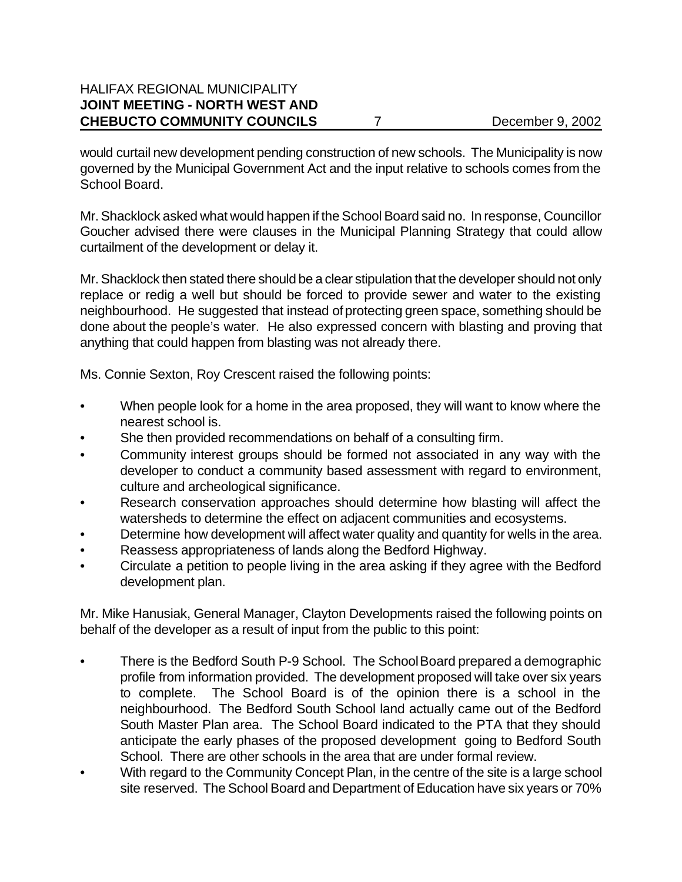would curtail new development pending construction of new schools. The Municipality is now governed by the Municipal Government Act and the input relative to schools comes from the School Board.

Mr. Shacklock asked what would happen if the School Board said no. In response, Councillor Goucher advised there were clauses in the Municipal Planning Strategy that could allow curtailment of the development or delay it.

Mr. Shacklock then stated there should be a clear stipulation that the developer should not only replace or redig a well but should be forced to provide sewer and water to the existing neighbourhood. He suggested that instead of protecting green space, something should be done about the people's water. He also expressed concern with blasting and proving that anything that could happen from blasting was not already there.

Ms. Connie Sexton, Roy Crescent raised the following points:

- When people look for a home in the area proposed, they will want to know where the nearest school is.
- She then provided recommendations on behalf of a consulting firm.
- Community interest groups should be formed not associated in any way with the developer to conduct a community based assessment with regard to environment, culture and archeological significance.
- Research conservation approaches should determine how blasting will affect the watersheds to determine the effect on adjacent communities and ecosystems.
- Determine how development will affect water quality and quantity for wells in the area.
- Reassess appropriateness of lands along the Bedford Highway.
- Circulate a petition to people living in the area asking if they agree with the Bedford development plan.

Mr. Mike Hanusiak, General Manager, Clayton Developments raised the following points on behalf of the developer as a result of input from the public to this point:

- There is the Bedford South P-9 School. The School Board prepared a demographic profile from information provided. The development proposed will take over six years to complete. The School Board is of the opinion there is a school in the neighbourhood. The Bedford South School land actually came out of the Bedford South Master Plan area. The School Board indicated to the PTA that they should anticipate the early phases of the proposed development going to Bedford South School. There are other schools in the area that are under formal review.
- With regard to the Community Concept Plan, in the centre of the site is a large school site reserved. The School Board and Department of Education have six years or 70%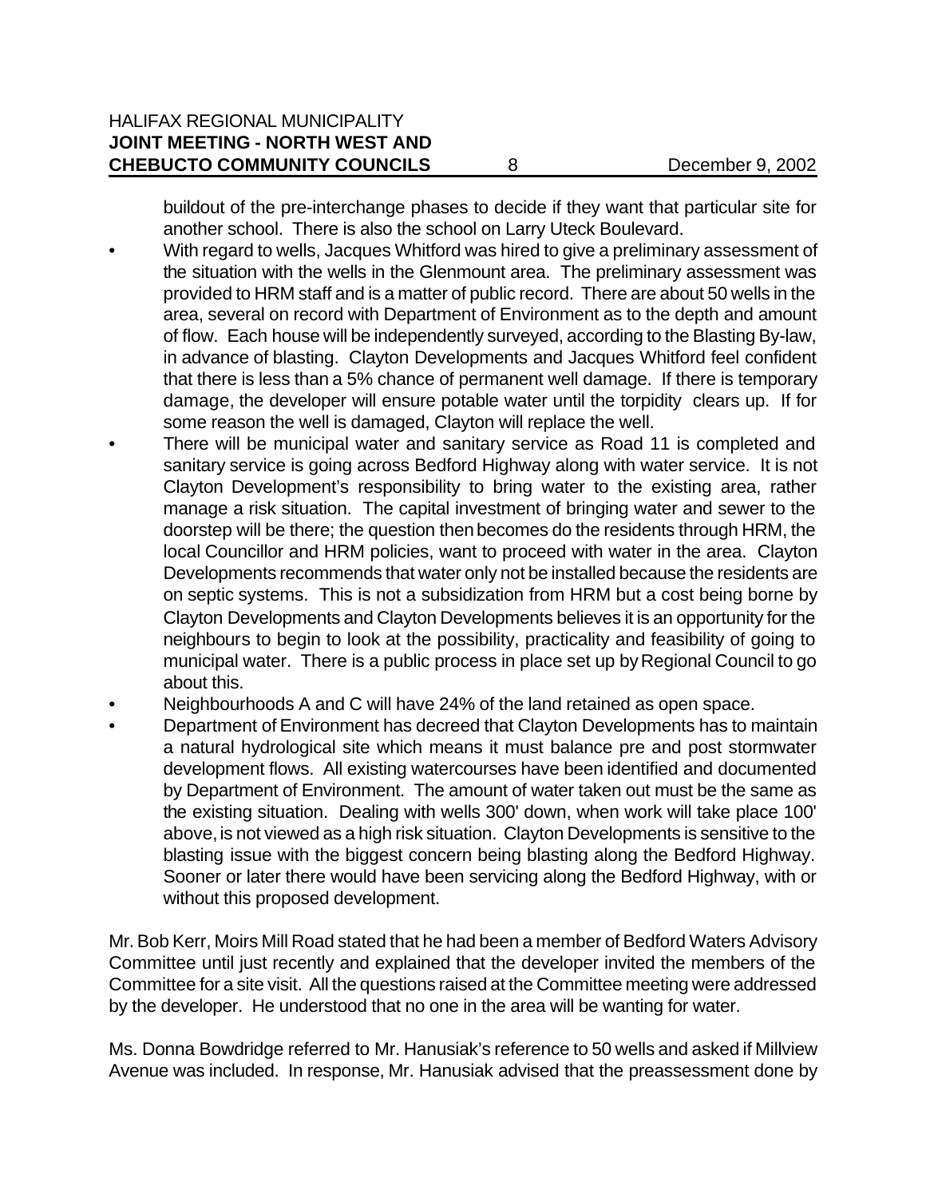buildout of the pre-interchange phases to decide if they want that particular site for another school. There is also the school on Larry Uteck Boulevard.

- With regard to wells, Jacques Whitford was hired to give a preliminary assessment of the situation with the wells in the Glenmount area. The preliminary assessment was provided to HRM staff and is a matter of public record. There are about 50 wells in the area, several on record with Department of Environment as to the depth and amount of flow. Each house will be independently surveyed, according to the Blasting By-law, in advance of blasting. Clayton Developments and Jacques Whitford feel confident that there is less than a 5% chance of permanent well damage. If there is temporary damage, the developer will ensure potable water until the torpidity clears up. If for some reason the well is damaged, Clayton will replace the well.
- There will be municipal water and sanitary service as Road 11 is completed and sanitary service is going across Bedford Highway along with water service. It is not Clayton Development's responsibility to bring water to the existing area, rather manage a risk situation. The capital investment of bringing water and sewer to the doorstep will be there; the question then becomes do the residents through HRM, the local Councillor and HRM policies, want to proceed with water in the area. Clayton Developments recommends that water only not be installed because the residents are on septic systems. This is not a subsidization from HRM but a cost being borne by Clayton Developments and Clayton Developments believes it is an opportunity for the neighbours to begin to look at the possibility, practicality and feasibility of going to municipal water. There is a public process in place set up by Regional Council to go about this.
- Neighbourhoods A and C will have 24% of the land retained as open space.
- Department of Environment has decreed that Clayton Developments has to maintain a natural hydrological site which means it must balance pre and post stormwater development flows. All existing watercourses have been identified and documented by Department of Environment. The amount of water taken out must be the same as the existing situation. Dealing with wells 300' down, when work will take place 100' above, is not viewed as a high risk situation. Clayton Developments is sensitive to the blasting issue with the biggest concern being blasting along the Bedford Highway. Sooner or later there would have been servicing along the Bedford Highway, with or without this proposed development.

Mr. Bob Kerr, Moirs Mill Road stated that he had been a member of Bedford Waters Advisory Committee until just recently and explained that the developer invited the members of the Committee for a site visit. All the questions raised at the Committee meeting were addressed by the developer. He understood that no one in the area will be wanting for water.

Ms. Donna Bowdridge referred to Mr. Hanusiak's reference to 50 wells and asked if Millview Avenue was included. In response, Mr. Hanusiak advised that the preassessment done by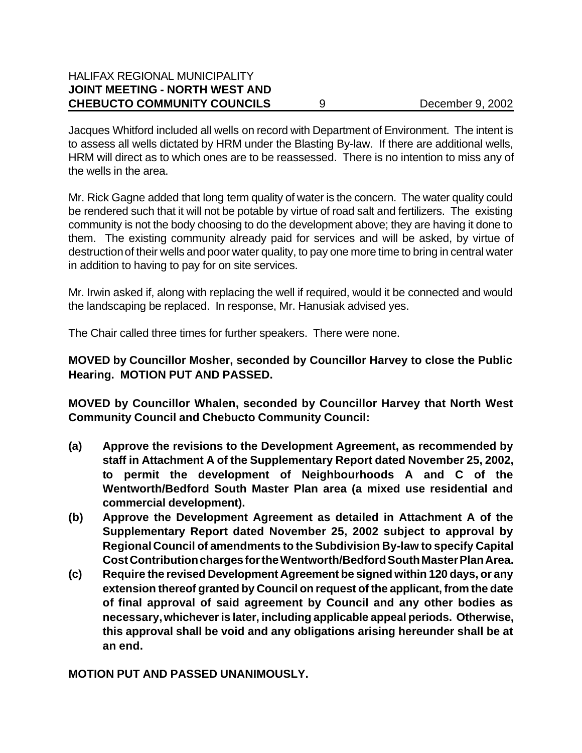Jacques Whitford included all wells on record with Department of Environment. The intent is to assess all wells dictated by HRM under the Blasting By-law. If there are additional wells, HRM will direct as to which ones are to be reassessed. There is no intention to miss any of the wells in the area.

Mr. Rick Gagne added that long term quality of water is the concern. The water quality could be rendered such that it will not be potable by virtue of road salt and fertilizers. The existing community is not the body choosing to do the development above; they are having it done to them. The existing community already paid for services and will be asked, by virtue of destruction of their wells and poor water quality, to pay one more time to bring in central water in addition to having to pay for on site services.

Mr. Irwin asked if, along with replacing the well if required, would it be connected and would the landscaping be replaced. In response, Mr. Hanusiak advised yes.

The Chair called three times for further speakers. There were none.

**MOVED by Councillor Mosher, seconded by Councillor Harvey to close the Public Hearing. MOTION PUT AND PASSED.**

**MOVED by Councillor Whalen, seconded by Councillor Harvey that North West Community Council and Chebucto Community Council:**

**(a) Approve the revisions to the Development Agreement, as recommended by staff in Attachment A of the Supplementary Report dated November 25, 2002, to permit the development of Neighbourhoods A and C of the Wentworth/Bedford South Master Plan area (a mixed use residential and commercial development).**

**(b) Approve the Development Agreement as detailed in Attachment A of the Supplementary Report dated November 25, 2002 subject to approval by Regional Council of amendments to the Subdivision By-law to specify Capital Cost Contribution charges for the Wentworth/Bedford South Master Plan Area.**

**(c) Require the revised Development Agreement be signed within 120 days, or any extension thereof granted by Council on request of the applicant, from the date of final approval of said agreement by Council and any other bodies as necessary, whichever is later, including applicable appeal periods. Otherwise, this approval shall be void and any obligations arising hereunder shall be at an end.**

**MOTION PUT AND PASSED UNANIMOUSLY.**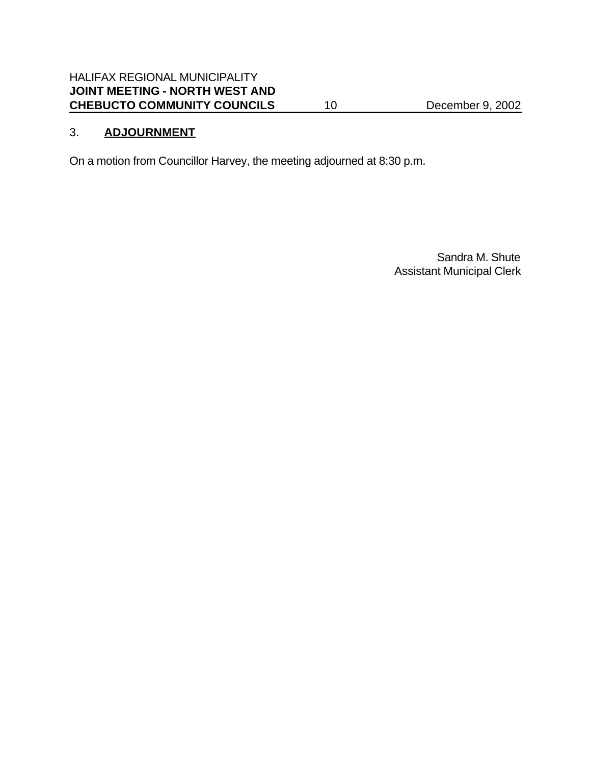## 3. ADJOURNMENT

On a motion from Councillor Harvey, the meeting adjourned at 8:30 p.m.

Sandra M. Shute
Assistant Municipal Clerk